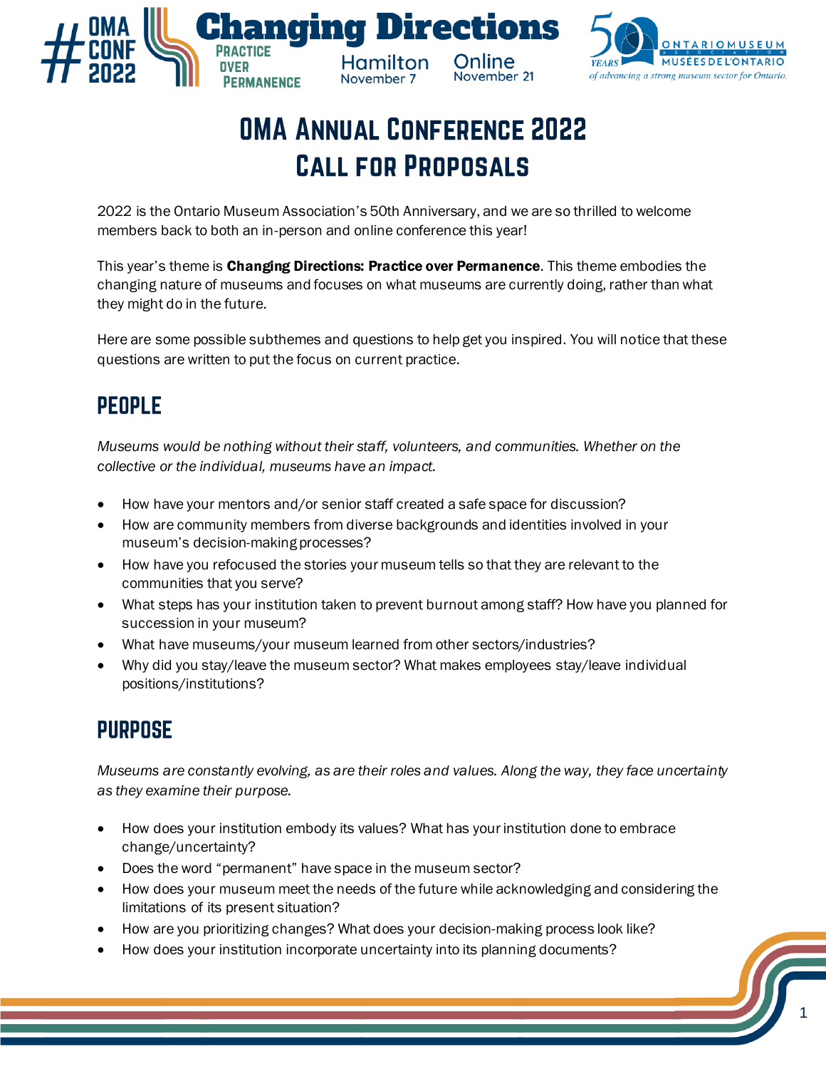# OMA Annual Conference 2022
# Call for Proposals

2022 is the Ontario Museum Association's 50th Anniversary, and we are so thrilled to welcome members back to both an in-person and online conference this year!

This year's theme is **Changing Directions: Practice over Permanence**. This theme embodies the changing nature of museums and focuses on what museums are currently doing, rather than what they might do in the future.

Here are some possible subthemes and questions to help get you inspired. You will notice that these questions are written to put the focus on current practice.

## People

*Museums would be nothing without their staff, volunteers, and communities. Whether on the collective or the individual, museums have an impact.*

- How have your mentors and/or senior staff created a safe space for discussion?
- How are community members from diverse backgrounds and identities involved in your museum's decision-making processes?
- How have you refocused the stories your museum tells so that they are relevant to the communities that you serve?
- What steps has your institution taken to prevent burnout among staff? How have you planned for succession in your museum?
- What have museums/your museum learned from other sectors/industries?
- Why did you stay/leave the museum sector? What makes employees stay/leave individual positions/institutions?

## Purpose

*Museums are constantly evolving, as are their roles and values. Along the way, they face uncertainty as they examine their purpose.*

- How does your institution embody its values? What has your institution done to embrace change/uncertainty?
- Does the word "permanent" have space in the museum sector?
- How does your museum meet the needs of the future while acknowledging and considering the limitations of its present situation?
- How are you prioritizing changes? What does your decision-making process look like?
- How does your institution incorporate uncertainty into its planning documents?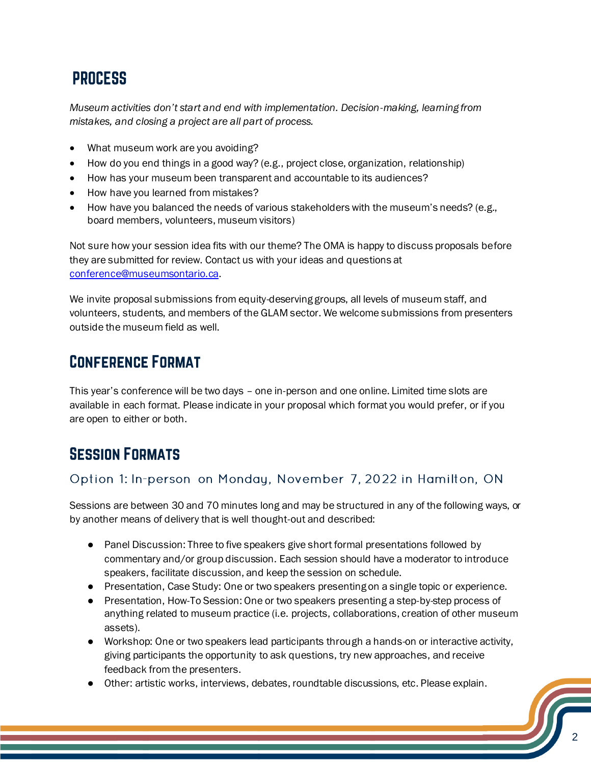## PROCESS

*Museum activities don't start and end with implementation. Decision-making, learning from mistakes, and closing a project are all part of process.*

- What museum work are you avoiding?
- How do you end things in a good way? (e.g., project close, organization, relationship)
- How has your museum been transparent and accountable to its audiences?
- How have you learned from mistakes?
- How have you balanced the needs of various stakeholders with the museum's needs? (e.g., board members, volunteers, museum visitors)

Not sure how your session idea fits with our theme? The OMA is happy to discuss proposals before they are submitted for review. Contact us with your ideas and questions at conference@museumsontario.ca.

We invite proposal submissions from equity-deserving groups, all levels of museum staff, and volunteers, students, and members of the GLAM sector. We welcome submissions from presenters outside the museum field as well.

## Conference Format

This year's conference will be two days – one in-person and one online. Limited time slots are available in each format. Please indicate in your proposal which format you would prefer, or if you are open to either or both.

## Session Formats

### Option 1: In-person on Monday, November 7, 2022 in Hamilton, ON

Sessions are between 30 and 70 minutes long and may be structured in any of the following ways, or by another means of delivery that is well thought-out and described:

- Panel Discussion: Three to five speakers give short formal presentations followed by commentary and/or group discussion. Each session should have a moderator to introduce speakers, facilitate discussion, and keep the session on schedule.
- Presentation, Case Study: One or two speakers presenting on a single topic or experience.
- Presentation, How-To Session: One or two speakers presenting a step-by-step process of anything related to museum practice (i.e. projects, collaborations, creation of other museum assets).
- Workshop: One or two speakers lead participants through a hands-on or interactive activity, giving participants the opportunity to ask questions, try new approaches, and receive feedback from the presenters.
- Other: artistic works, interviews, debates, roundtable discussions, etc. Please explain.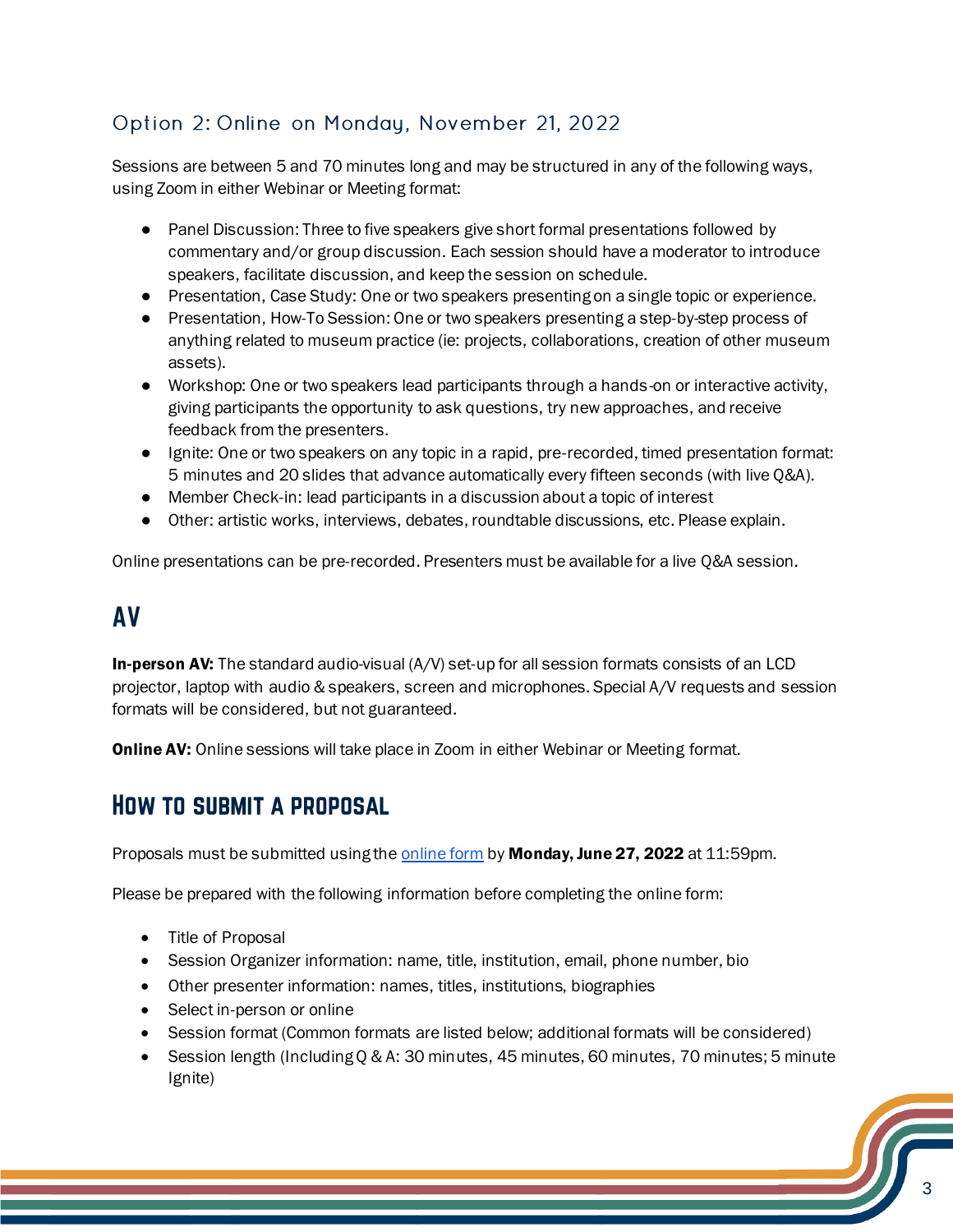### Option 2: Online on Monday, November 21, 2022

Sessions are between 5 and 70 minutes long and may be structured in any of the following ways, using Zoom in either Webinar or Meeting format:

- Panel Discussion: Three to five speakers give short formal presentations followed by commentary and/or group discussion. Each session should have a moderator to introduce speakers, facilitate discussion, and keep the session on schedule.
- Presentation, Case Study: One or two speakers presenting on a single topic or experience.
- Presentation, How-To Session: One or two speakers presenting a step-by-step process of anything related to museum practice (ie: projects, collaborations, creation of other museum assets).
- Workshop: One or two speakers lead participants through a hands-on or interactive activity, giving participants the opportunity to ask questions, try new approaches, and receive feedback from the presenters.
- Ignite: One or two speakers on any topic in a rapid, pre-recorded, timed presentation format: 5 minutes and 20 slides that advance automatically every fifteen seconds (with live Q&A).
- Member Check-in: lead participants in a discussion about a topic of interest
- Other: artistic works, interviews, debates, roundtable discussions, etc. Please explain.

Online presentations can be pre-recorded. Presenters must be available for a live Q&A session.

## AV

**In-person AV:** The standard audio-visual (A/V) set-up for all session formats consists of an LCD projector, laptop with audio & speakers, screen and microphones. Special A/V requests and session formats will be considered, but not guaranteed.

**Online AV:** Online sessions will take place in Zoom in either Webinar or Meeting format.

## How to submit a proposal

Proposals must be submitted using the online form by **Monday, June 27, 2022** at 11:59pm.

Please be prepared with the following information before completing the online form:

- Title of Proposal
- Session Organizer information: name, title, institution, email, phone number, bio
- Other presenter information: names, titles, institutions, biographies
- Select in-person or online
- Session format (Common formats are listed below; additional formats will be considered)
- Session length (Including Q & A: 30 minutes, 45 minutes, 60 minutes, 70 minutes; 5 minute Ignite)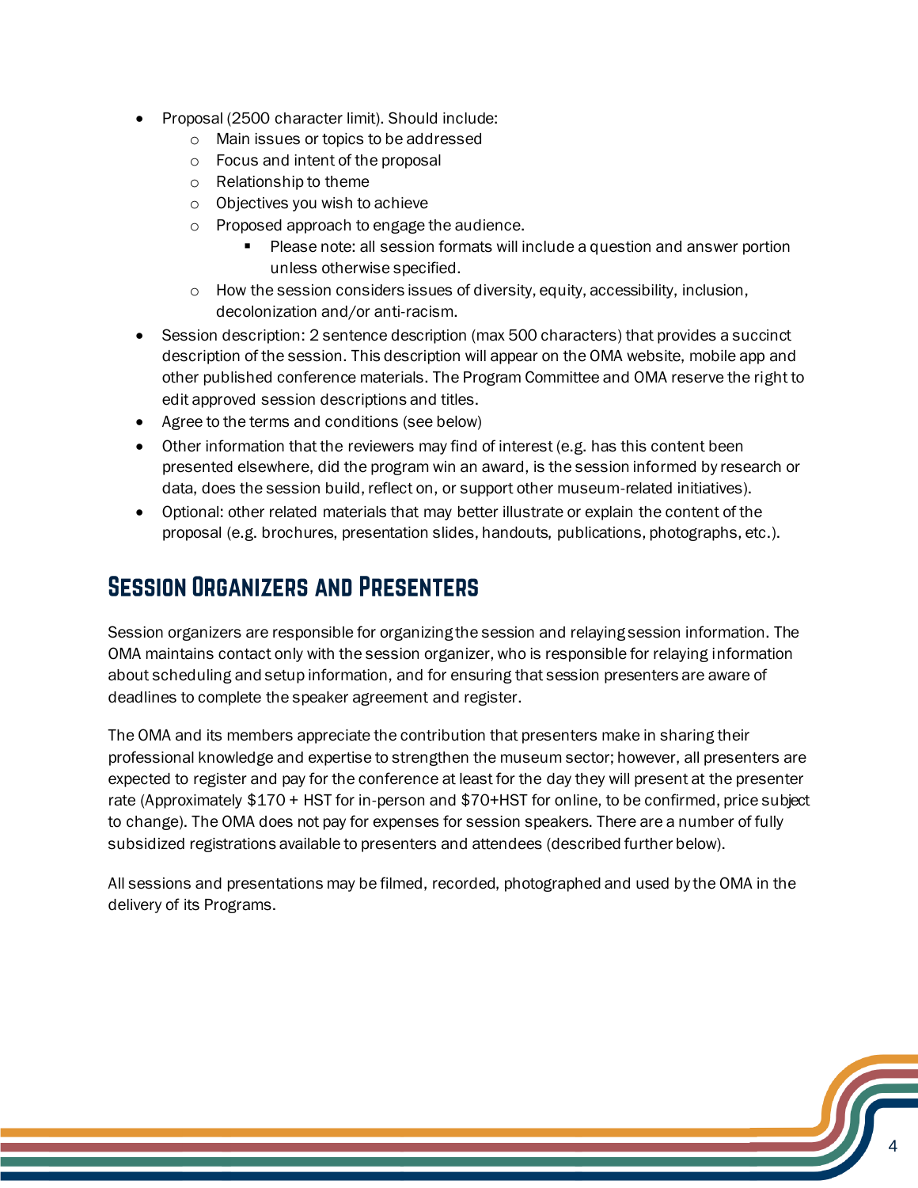- Proposal (2500 character limit). Should include:
    - Main issues or topics to be addressed
    - Focus and intent of the proposal
    - Relationship to theme
    - Objectives you wish to achieve
    - Proposed approach to engage the audience.
        - Please note: all session formats will include a question and answer portion unless otherwise specified.
    - How the session considers issues of diversity, equity, accessibility, inclusion, decolonization and/or anti-racism.
- Session description: 2 sentence description (max 500 characters) that provides a succinct description of the session. This description will appear on the OMA website, mobile app and other published conference materials. The Program Committee and OMA reserve the right to edit approved session descriptions and titles.
- Agree to the terms and conditions (see below)
- Other information that the reviewers may find of interest (e.g. has this content been presented elsewhere, did the program win an award, is the session informed by research or data, does the session build, reflect on, or support other museum-related initiatives).
- Optional: other related materials that may better illustrate or explain the content of the proposal (e.g. brochures, presentation slides, handouts, publications, photographs, etc.).

## Session Organizers and Presenters

Session organizers are responsible for organizing the session and relaying session information. The OMA maintains contact only with the session organizer, who is responsible for relaying information about scheduling and setup information, and for ensuring that session presenters are aware of deadlines to complete the speaker agreement and register.

The OMA and its members appreciate the contribution that presenters make in sharing their professional knowledge and expertise to strengthen the museum sector; however, all presenters are expected to register and pay for the conference at least for the day they will present at the presenter rate (Approximately $170 + HST for in-person and $70+HST for online, to be confirmed, price subject to change). The OMA does not pay for expenses for session speakers. There are a number of fully subsidized registrations available to presenters and attendees (described further below).

All sessions and presentations may be filmed, recorded, photographed and used by the OMA in the delivery of its Programs.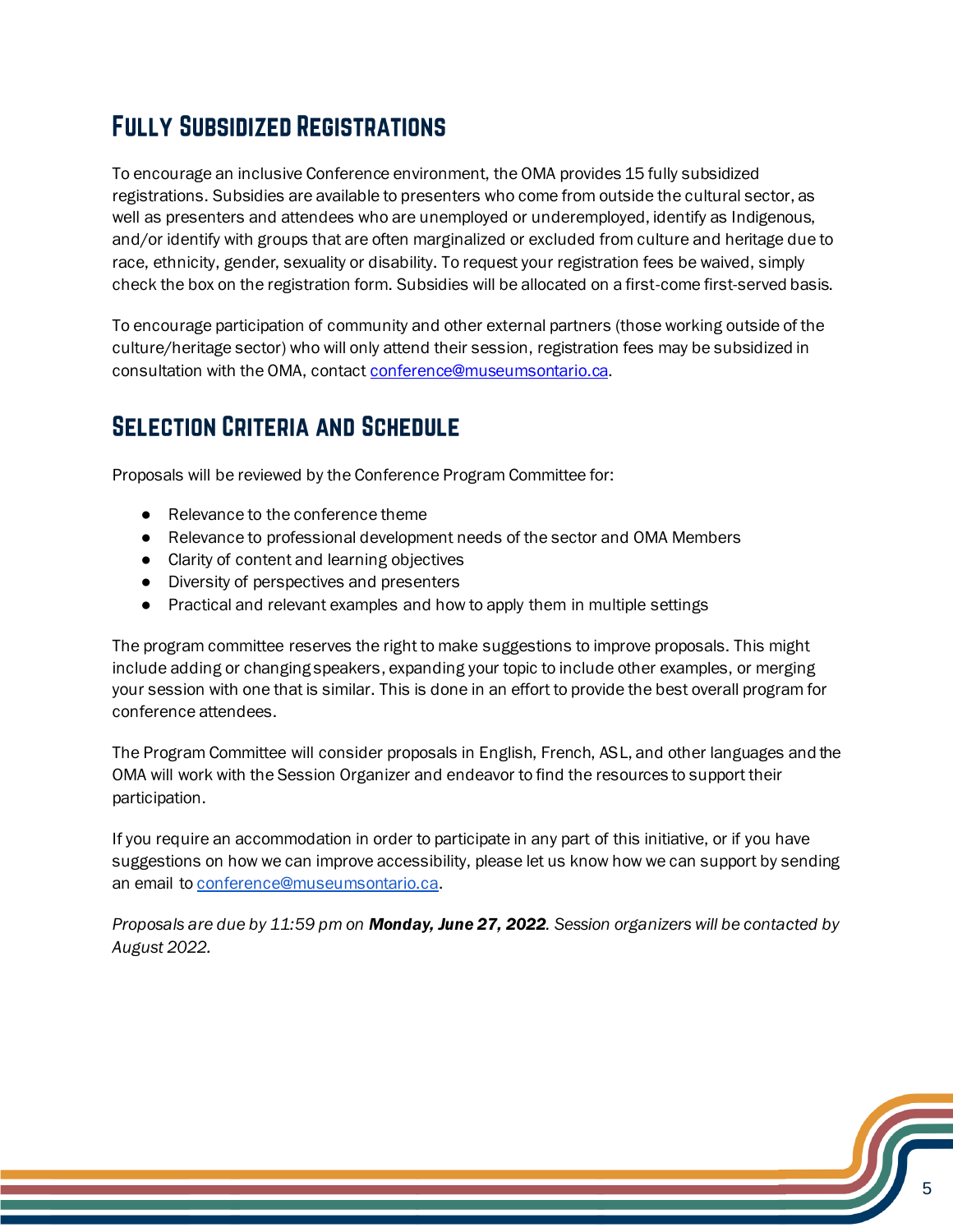## Fully Subsidized Registrations

To encourage an inclusive Conference environment, the OMA provides 15 fully subsidized registrations. Subsidies are available to presenters who come from outside the cultural sector, as well as presenters and attendees who are unemployed or underemployed, identify as Indigenous, and/or identify with groups that are often marginalized or excluded from culture and heritage due to race, ethnicity, gender, sexuality or disability. To request your registration fees be waived, simply check the box on the registration form. Subsidies will be allocated on a first-come first-served basis.

To encourage participation of community and other external partners (those working outside of the culture/heritage sector) who will only attend their session, registration fees may be subsidized in consultation with the OMA, contact conference@museumsontario.ca.

## Selection Criteria and Schedule

Proposals will be reviewed by the Conference Program Committee for:

- Relevance to the conference theme
- Relevance to professional development needs of the sector and OMA Members
- Clarity of content and learning objectives
- Diversity of perspectives and presenters
- Practical and relevant examples and how to apply them in multiple settings

The program committee reserves the right to make suggestions to improve proposals. This might include adding or changing speakers, expanding your topic to include other examples, or merging your session with one that is similar. This is done in an effort to provide the best overall program for conference attendees.

The Program Committee will consider proposals in English, French, ASL, and other languages and the OMA will work with the Session Organizer and endeavor to find the resources to support their participation.

If you require an accommodation in order to participate in any part of this initiative, or if you have suggestions on how we can improve accessibility, please let us know how we can support by sending an email to conference@museumsontario.ca.

*Proposals are due by 11:59 pm on **Monday, June 27, 2022**. Session organizers will be contacted by August 2022.*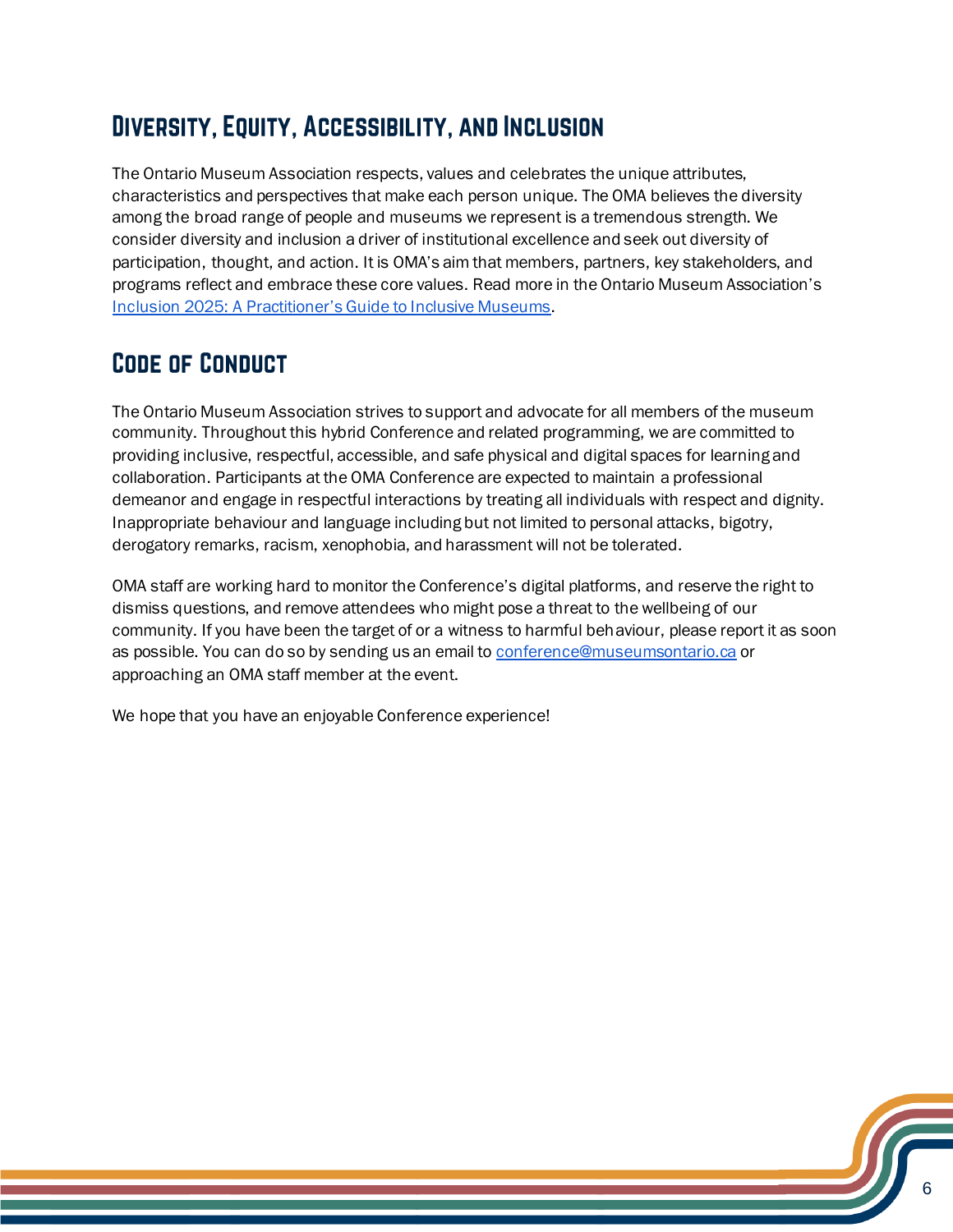## Diversity, Equity, Accessibility, and Inclusion

The Ontario Museum Association respects, values and celebrates the unique attributes, characteristics and perspectives that make each person unique. The OMA believes the diversity among the broad range of people and museums we represent is a tremendous strength. We consider diversity and inclusion a driver of institutional excellence and seek out diversity of participation, thought, and action. It is OMA's aim that members, partners, key stakeholders, and programs reflect and embrace these core values. Read more in the Ontario Museum Association's Inclusion 2025: A Practitioner's Guide to Inclusive Museums.

## Code of Conduct

The Ontario Museum Association strives to support and advocate for all members of the museum community. Throughout this hybrid Conference and related programming, we are committed to providing inclusive, respectful, accessible, and safe physical and digital spaces for learning and collaboration. Participants at the OMA Conference are expected to maintain a professional demeanor and engage in respectful interactions by treating all individuals with respect and dignity. Inappropriate behaviour and language including but not limited to personal attacks, bigotry, derogatory remarks, racism, xenophobia, and harassment will not be tolerated.

OMA staff are working hard to monitor the Conference's digital platforms, and reserve the right to dismiss questions, and remove attendees who might pose a threat to the wellbeing of our community. If you have been the target of or a witness to harmful behaviour, please report it as soon as possible. You can do so by sending us an email to conference@museumsontario.ca or approaching an OMA staff member at the event.

We hope that you have an enjoyable Conference experience!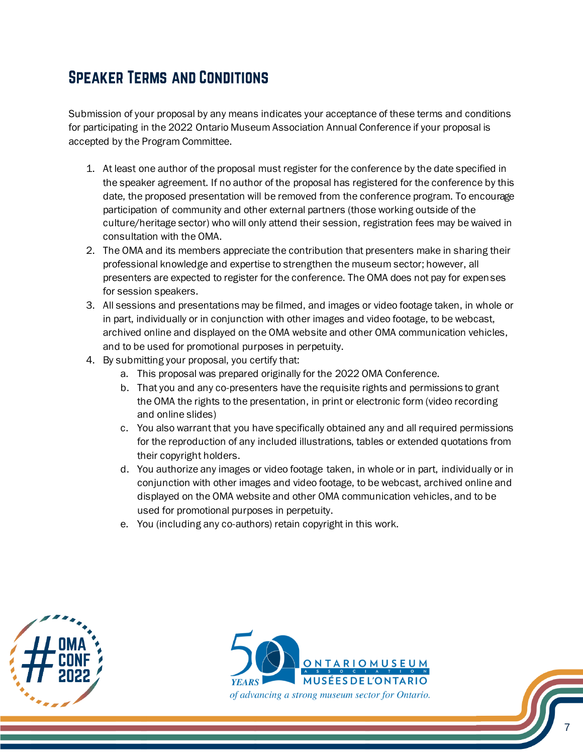# Speaker Terms and Conditions

Submission of your proposal by any means indicates your acceptance of these terms and conditions for participating in the 2022 Ontario Museum Association Annual Conference if your proposal is accepted by the Program Committee.

1. At least one author of the proposal must register for the conference by the date specified in the speaker agreement. If no author of the proposal has registered for the conference by this date, the proposed presentation will be removed from the conference program. To encourage participation of community and other external partners (those working outside of the culture/heritage sector) who will only attend their session, registration fees may be waived in consultation with the OMA.
2. The OMA and its members appreciate the contribution that presenters make in sharing their professional knowledge and expertise to strengthen the museum sector; however, all presenters are expected to register for the conference. The OMA does not pay for expenses for session speakers.
3. All sessions and presentations may be filmed, and images or video footage taken, in whole or in part, individually or in conjunction with other images and video footage, to be webcast, archived online and displayed on the OMA website and other OMA communication vehicles, and to be used for promotional purposes in perpetuity.
4. By submitting your proposal, you certify that:
   a. This proposal was prepared originally for the 2022 OMA Conference.
   b. That you and any co-presenters have the requisite rights and permissions to grant the OMA the rights to the presentation, in print or electronic form (video recording and online slides)
   c. You also warrant that you have specifically obtained any and all required permissions for the reproduction of any included illustrations, tables or extended quotations from their copyright holders.
   d. You authorize any images or video footage taken, in whole or in part, individually or in conjunction with other images and video footage, to be webcast, archived online and displayed on the OMA website and other OMA communication vehicles, and to be used for promotional purposes in perpetuity.
   e. You (including any co-authors) retain copyright in this work.